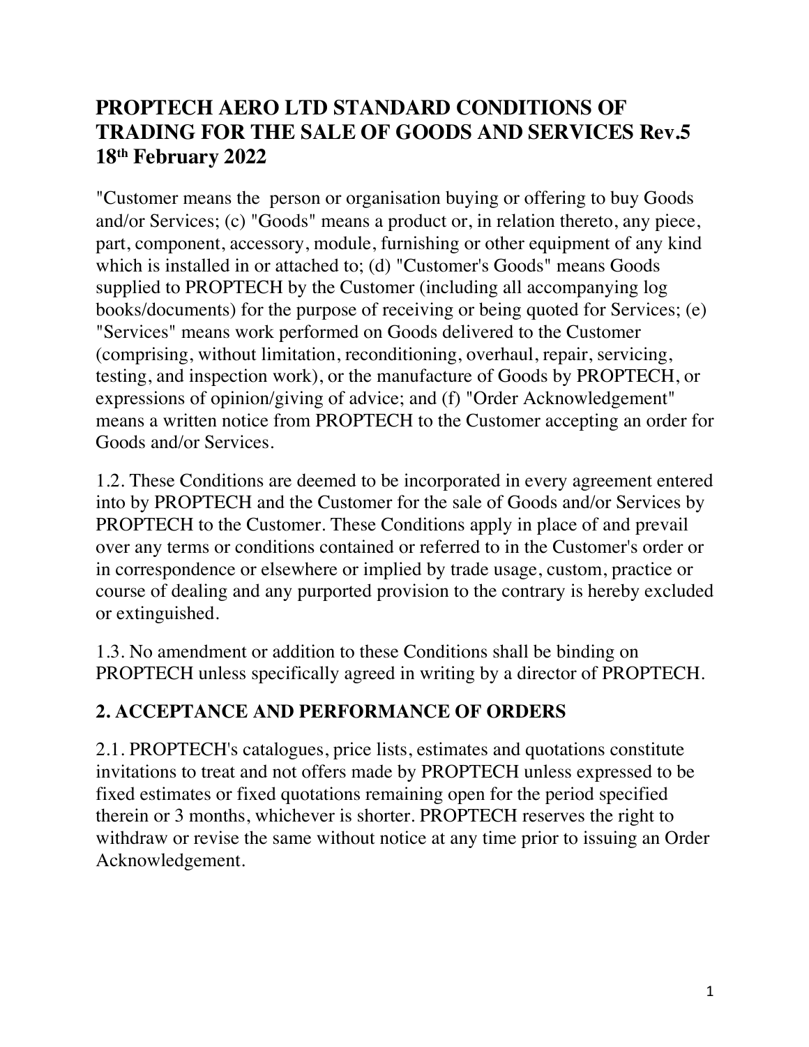# PROPTECH AERO LTD STANDARD CONDITIONS OF TRADING FOR THE SALE OF GOODS AND SERVICES Rev.5 18th February 2022

"Customer means the person or organisation buying or offering to buy Goods and/or Services; (c) "Goods" means a product or, in relation thereto, any piece, part, component, accessory, module, furnishing or other equipment of any kind which is installed in or attached to; (d) "Customer's Goods" means Goods supplied to PROPTECH by the Customer (including all accompanying log books/documents) for the purpose of receiving or being quoted for Services; (e) "Services" means work performed on Goods delivered to the Customer (comprising, without limitation, reconditioning, overhaul, repair, servicing, testing, and inspection work), or the manufacture of Goods by PROPTECH, or expressions of opinion/giving of advice; and (f) "Order Acknowledgement" means a written notice from PROPTECH to the Customer accepting an order for Goods and/or Services.

1.2. These Conditions are deemed to be incorporated in every agreement entered into by PROPTECH and the Customer for the sale of Goods and/or Services by PROPTECH to the Customer. These Conditions apply in place of and prevail over any terms or conditions contained or referred to in the Customer's order or in correspondence or elsewhere or implied by trade usage, custom, practice or course of dealing and any purported provision to the contrary is hereby excluded or extinguished.

1.3. No amendment or addition to these Conditions shall be binding on PROPTECH unless specifically agreed in writing by a director of PROPTECH.

## 2. ACCEPTANCE AND PERFORMANCE OF ORDERS

2.1. PROPTECH's catalogues, price lists, estimates and quotations constitute invitations to treat and not offers made by PROPTECH unless expressed to be fixed estimates or fixed quotations remaining open for the period specified therein or 3 months, whichever is shorter. PROPTECH reserves the right to withdraw or revise the same without notice at any time prior to issuing an Order Acknowledgement.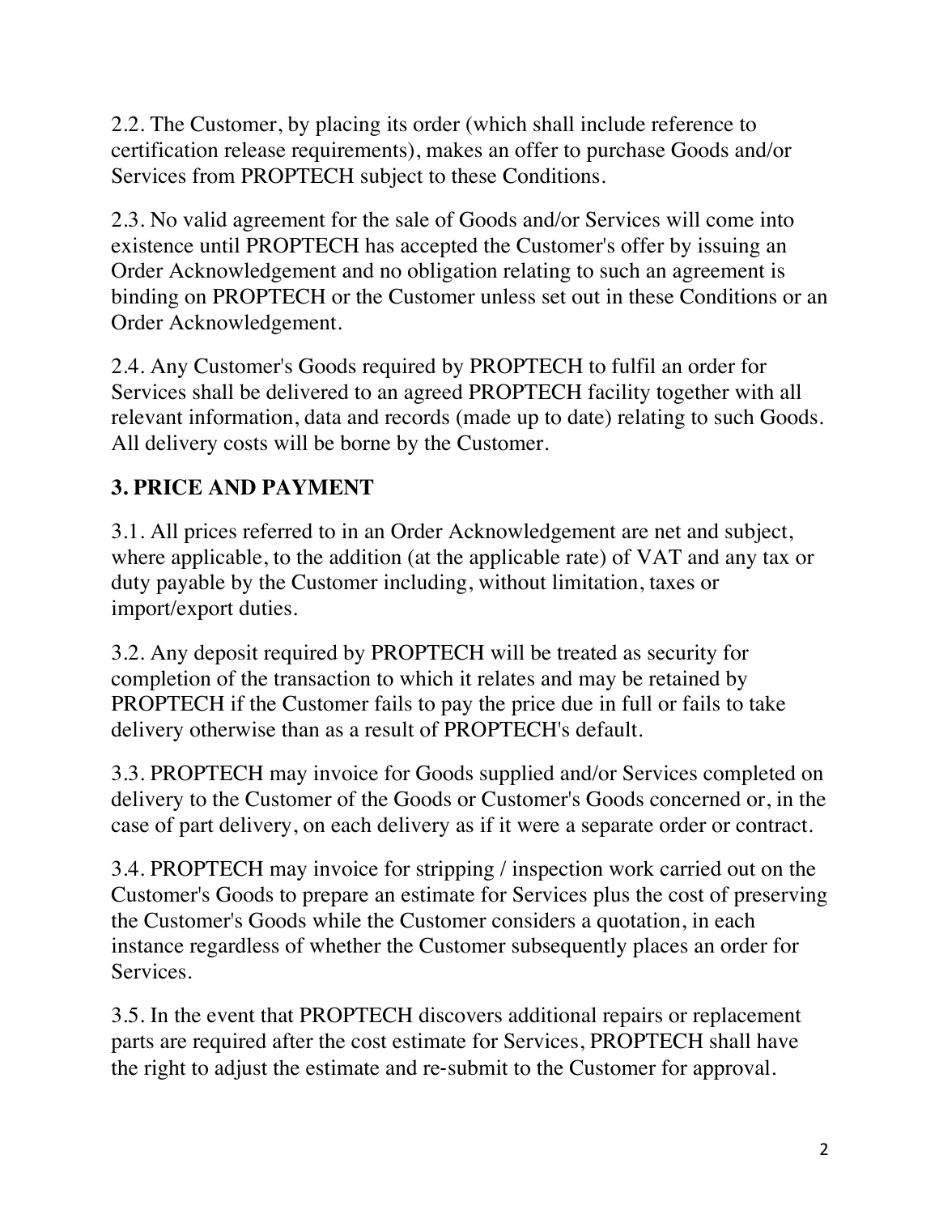2.2. The Customer, by placing its order (which shall include reference to certification release requirements), makes an offer to purchase Goods and/or Services from PROPTECH subject to these Conditions.

2.3. No valid agreement for the sale of Goods and/or Services will come into existence until PROPTECH has accepted the Customer's offer by issuing an Order Acknowledgement and no obligation relating to such an agreement is binding on PROPTECH or the Customer unless set out in these Conditions or an Order Acknowledgement.

2.4. Any Customer's Goods required by PROPTECH to fulfil an order for Services shall be delivered to an agreed PROPTECH facility together with all relevant information, data and records (made up to date) relating to such Goods. All delivery costs will be borne by the Customer.

## 3. PRICE AND PAYMENT

3.1. All prices referred to in an Order Acknowledgement are net and subject, where applicable, to the addition (at the applicable rate) of VAT and any tax or duty payable by the Customer including, without limitation, taxes or import/export duties.

3.2. Any deposit required by PROPTECH will be treated as security for completion of the transaction to which it relates and may be retained by PROPTECH if the Customer fails to pay the price due in full or fails to take delivery otherwise than as a result of PROPTECH's default.

3.3. PROPTECH may invoice for Goods supplied and/or Services completed on delivery to the Customer of the Goods or Customer's Goods concerned or, in the case of part delivery, on each delivery as if it were a separate order or contract.

3.4. PROPTECH may invoice for stripping / inspection work carried out on the Customer's Goods to prepare an estimate for Services plus the cost of preserving the Customer's Goods while the Customer considers a quotation, in each instance regardless of whether the Customer subsequently places an order for Services.

3.5. In the event that PROPTECH discovers additional repairs or replacement parts are required after the cost estimate for Services, PROPTECH shall have the right to adjust the estimate and re-submit to the Customer for approval.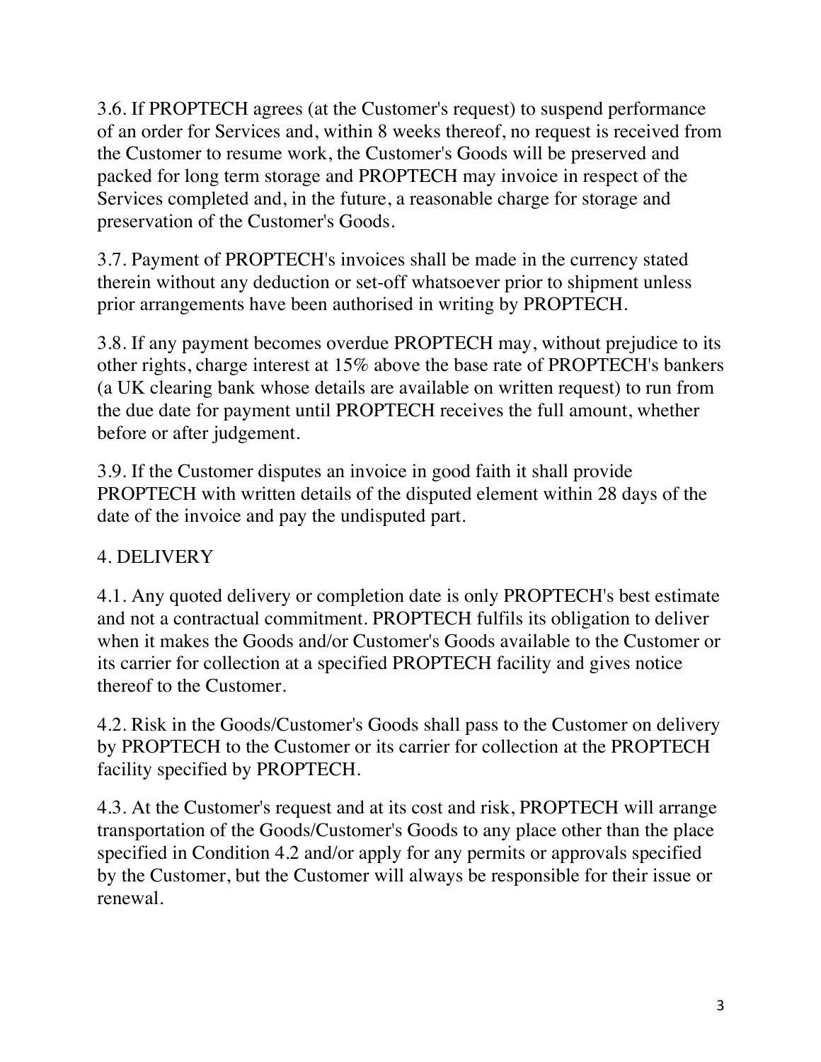3.6. If PROPTECH agrees (at the Customer's request) to suspend performance of an order for Services and, within 8 weeks thereof, no request is received from the Customer to resume work, the Customer's Goods will be preserved and packed for long term storage and PROPTECH may invoice in respect of the Services completed and, in the future, a reasonable charge for storage and preservation of the Customer's Goods.

3.7. Payment of PROPTECH's invoices shall be made in the currency stated therein without any deduction or set-off whatsoever prior to shipment unless prior arrangements have been authorised in writing by PROPTECH.

3.8. If any payment becomes overdue PROPTECH may, without prejudice to its other rights, charge interest at 15% above the base rate of PROPTECH's bankers (a UK clearing bank whose details are available on written request) to run from the due date for payment until PROPTECH receives the full amount, whether before or after judgement.

3.9. If the Customer disputes an invoice in good faith it shall provide PROPTECH with written details of the disputed element within 28 days of the date of the invoice and pay the undisputed part.

## 4. DELIVERY

4.1. Any quoted delivery or completion date is only PROPTECH's best estimate and not a contractual commitment. PROPTECH fulfils its obligation to deliver when it makes the Goods and/or Customer's Goods available to the Customer or its carrier for collection at a specified PROPTECH facility and gives notice thereof to the Customer.

4.2. Risk in the Goods/Customer's Goods shall pass to the Customer on delivery by PROPTECH to the Customer or its carrier for collection at the PROPTECH facility specified by PROPTECH.

4.3. At the Customer's request and at its cost and risk, PROPTECH will arrange transportation of the Goods/Customer's Goods to any place other than the place specified in Condition 4.2 and/or apply for any permits or approvals specified by the Customer, but the Customer will always be responsible for their issue or renewal.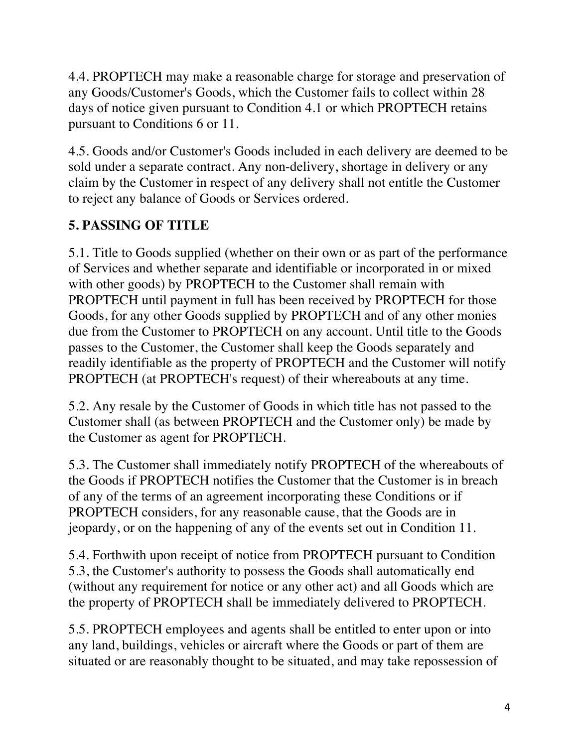4.4. PROPTECH may make a reasonable charge for storage and preservation of any Goods/Customer's Goods, which the Customer fails to collect within 28 days of notice given pursuant to Condition 4.1 or which PROPTECH retains pursuant to Conditions 6 or 11.

4.5. Goods and/or Customer's Goods included in each delivery are deemed to be sold under a separate contract. Any non-delivery, shortage in delivery or any claim by the Customer in respect of any delivery shall not entitle the Customer to reject any balance of Goods or Services ordered.

## 5. PASSING OF TITLE

5.1. Title to Goods supplied (whether on their own or as part of the performance of Services and whether separate and identifiable or incorporated in or mixed with other goods) by PROPTECH to the Customer shall remain with PROPTECH until payment in full has been received by PROPTECH for those Goods, for any other Goods supplied by PROPTECH and of any other monies due from the Customer to PROPTECH on any account. Until title to the Goods passes to the Customer, the Customer shall keep the Goods separately and readily identifiable as the property of PROPTECH and the Customer will notify PROPTECH (at PROPTECH's request) of their whereabouts at any time.

5.2. Any resale by the Customer of Goods in which title has not passed to the Customer shall (as between PROPTECH and the Customer only) be made by the Customer as agent for PROPTECH.

5.3. The Customer shall immediately notify PROPTECH of the whereabouts of the Goods if PROPTECH notifies the Customer that the Customer is in breach of any of the terms of an agreement incorporating these Conditions or if PROPTECH considers, for any reasonable cause, that the Goods are in jeopardy, or on the happening of any of the events set out in Condition 11.

5.4. Forthwith upon receipt of notice from PROPTECH pursuant to Condition 5.3, the Customer's authority to possess the Goods shall automatically end (without any requirement for notice or any other act) and all Goods which are the property of PROPTECH shall be immediately delivered to PROPTECH.

5.5. PROPTECH employees and agents shall be entitled to enter upon or into any land, buildings, vehicles or aircraft where the Goods or part of them are situated or are reasonably thought to be situated, and may take repossession of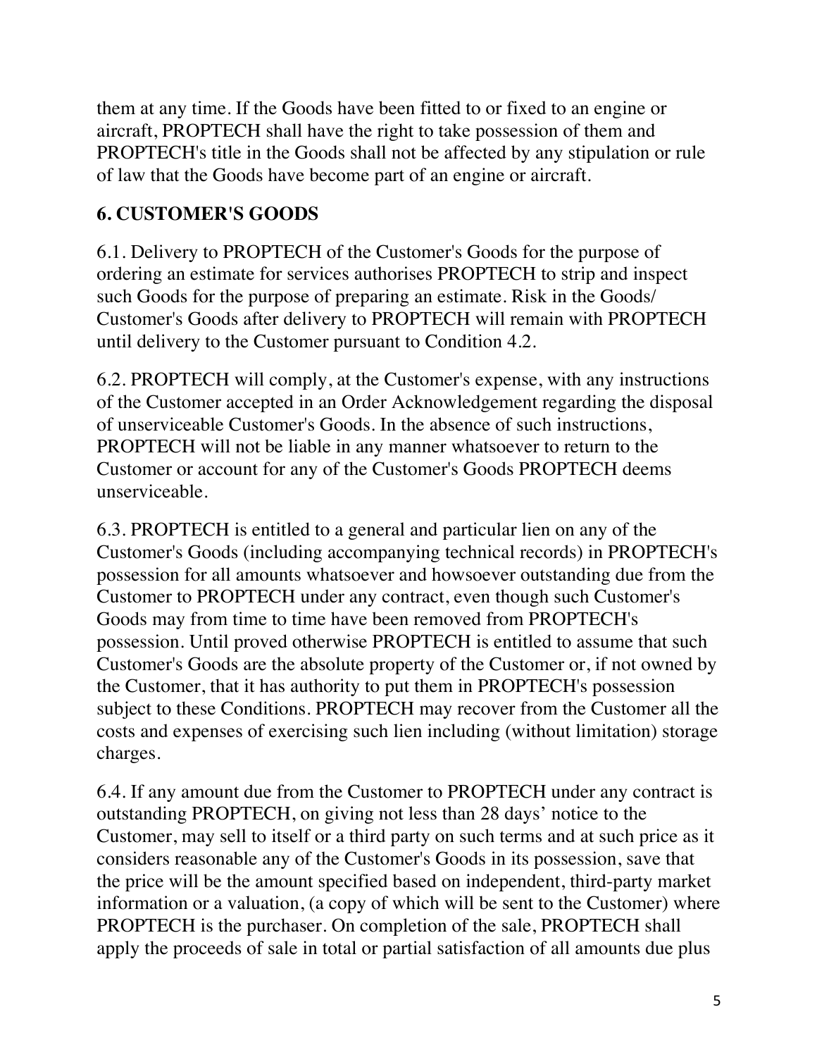them at any time. If the Goods have been fitted to or fixed to an engine or aircraft, PROPTECH shall have the right to take possession of them and PROPTECH's title in the Goods shall not be affected by any stipulation or rule of law that the Goods have become part of an engine or aircraft.

## 6. CUSTOMER'S GOODS

6.1. Delivery to PROPTECH of the Customer's Goods for the purpose of ordering an estimate for services authorises PROPTECH to strip and inspect such Goods for the purpose of preparing an estimate. Risk in the Goods/ Customer's Goods after delivery to PROPTECH will remain with PROPTECH until delivery to the Customer pursuant to Condition 4.2.

6.2. PROPTECH will comply, at the Customer's expense, with any instructions of the Customer accepted in an Order Acknowledgement regarding the disposal of unserviceable Customer's Goods. In the absence of such instructions, PROPTECH will not be liable in any manner whatsoever to return to the Customer or account for any of the Customer's Goods PROPTECH deems unserviceable.

6.3. PROPTECH is entitled to a general and particular lien on any of the Customer's Goods (including accompanying technical records) in PROPTECH's possession for all amounts whatsoever and howsoever outstanding due from the Customer to PROPTECH under any contract, even though such Customer's Goods may from time to time have been removed from PROPTECH's possession. Until proved otherwise PROPTECH is entitled to assume that such Customer's Goods are the absolute property of the Customer or, if not owned by the Customer, that it has authority to put them in PROPTECH's possession subject to these Conditions. PROPTECH may recover from the Customer all the costs and expenses of exercising such lien including (without limitation) storage charges.

6.4. If any amount due from the Customer to PROPTECH under any contract is outstanding PROPTECH, on giving not less than 28 days' notice to the Customer, may sell to itself or a third party on such terms and at such price as it considers reasonable any of the Customer's Goods in its possession, save that the price will be the amount specified based on independent, third-party market information or a valuation, (a copy of which will be sent to the Customer) where PROPTECH is the purchaser. On completion of the sale, PROPTECH shall apply the proceeds of sale in total or partial satisfaction of all amounts due plus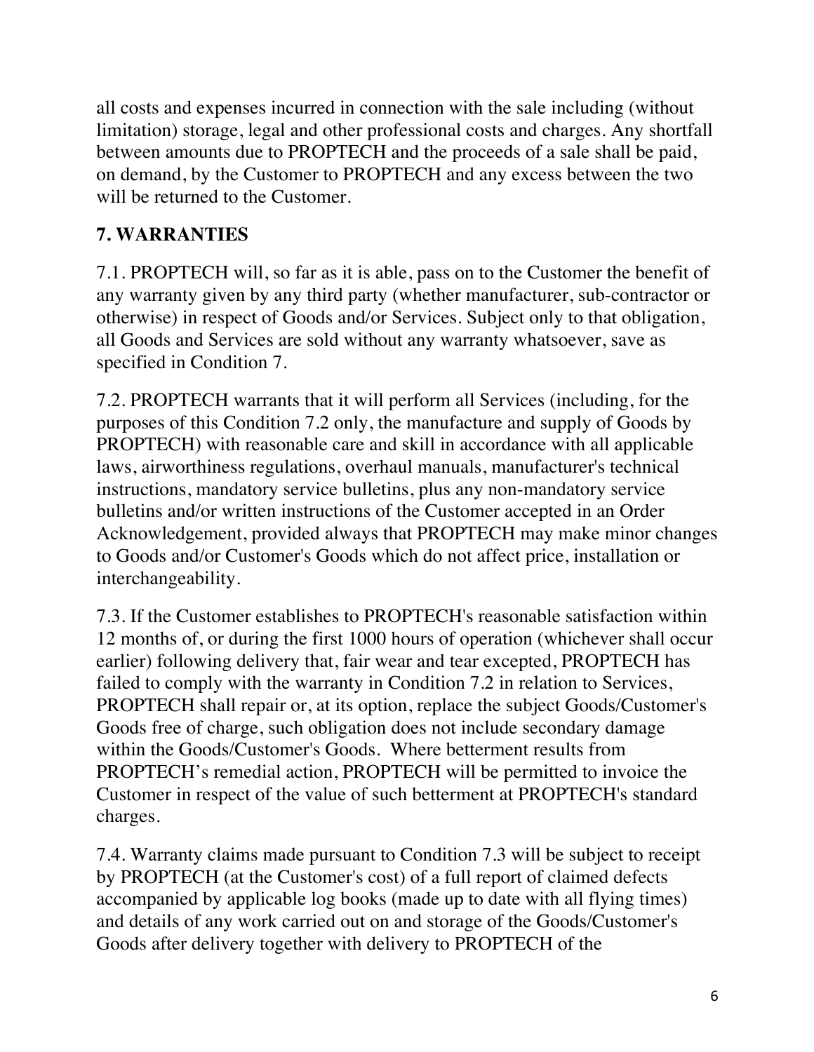all costs and expenses incurred in connection with the sale including (without limitation) storage, legal and other professional costs and charges. Any shortfall between amounts due to PROPTECH and the proceeds of a sale shall be paid, on demand, by the Customer to PROPTECH and any excess between the two will be returned to the Customer.

## 7. WARRANTIES

7.1. PROPTECH will, so far as it is able, pass on to the Customer the benefit of any warranty given by any third party (whether manufacturer, sub-contractor or otherwise) in respect of Goods and/or Services. Subject only to that obligation, all Goods and Services are sold without any warranty whatsoever, save as specified in Condition 7.

7.2. PROPTECH warrants that it will perform all Services (including, for the purposes of this Condition 7.2 only, the manufacture and supply of Goods by PROPTECH) with reasonable care and skill in accordance with all applicable laws, airworthiness regulations, overhaul manuals, manufacturer's technical instructions, mandatory service bulletins, plus any non-mandatory service bulletins and/or written instructions of the Customer accepted in an Order Acknowledgement, provided always that PROPTECH may make minor changes to Goods and/or Customer's Goods which do not affect price, installation or interchangeability.

7.3. If the Customer establishes to PROPTECH's reasonable satisfaction within 12 months of, or during the first 1000 hours of operation (whichever shall occur earlier) following delivery that, fair wear and tear excepted, PROPTECH has failed to comply with the warranty in Condition 7.2 in relation to Services, PROPTECH shall repair or, at its option, replace the subject Goods/Customer's Goods free of charge, such obligation does not include secondary damage within the Goods/Customer's Goods. Where betterment results from PROPTECH's remedial action, PROPTECH will be permitted to invoice the Customer in respect of the value of such betterment at PROPTECH's standard charges.

7.4. Warranty claims made pursuant to Condition 7.3 will be subject to receipt by PROPTECH (at the Customer's cost) of a full report of claimed defects accompanied by applicable log books (made up to date with all flying times) and details of any work carried out on and storage of the Goods/Customer's Goods after delivery together with delivery to PROPTECH of the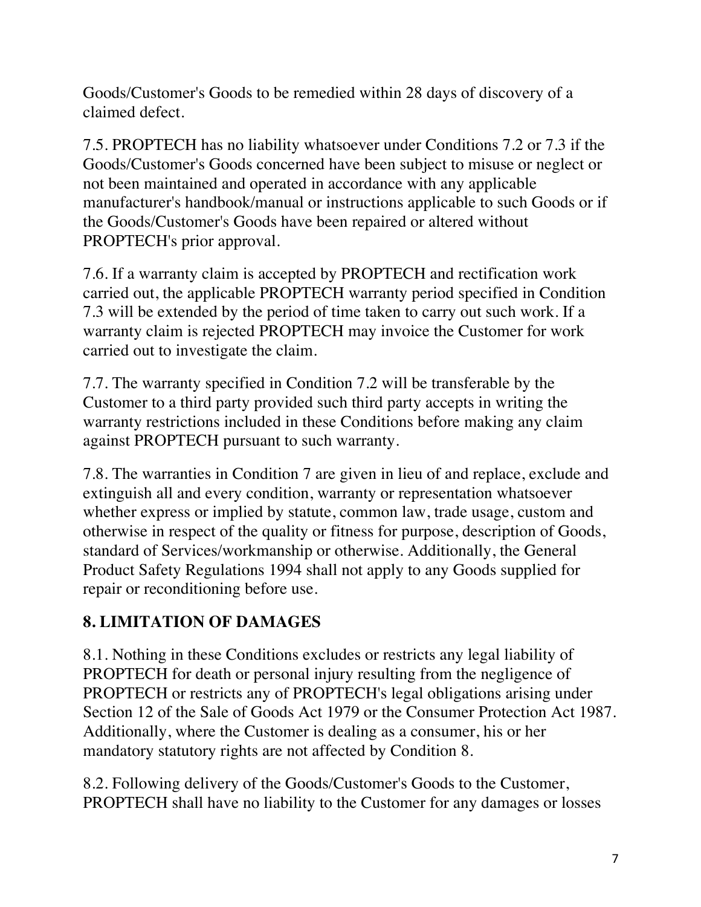Goods/Customer's Goods to be remedied within 28 days of discovery of a claimed defect.

7.5. PROPTECH has no liability whatsoever under Conditions 7.2 or 7.3 if the Goods/Customer's Goods concerned have been subject to misuse or neglect or not been maintained and operated in accordance with any applicable manufacturer's handbook/manual or instructions applicable to such Goods or if the Goods/Customer's Goods have been repaired or altered without PROPTECH's prior approval.

7.6. If a warranty claim is accepted by PROPTECH and rectification work carried out, the applicable PROPTECH warranty period specified in Condition 7.3 will be extended by the period of time taken to carry out such work. If a warranty claim is rejected PROPTECH may invoice the Customer for work carried out to investigate the claim.

7.7. The warranty specified in Condition 7.2 will be transferable by the Customer to a third party provided such third party accepts in writing the warranty restrictions included in these Conditions before making any claim against PROPTECH pursuant to such warranty.

7.8. The warranties in Condition 7 are given in lieu of and replace, exclude and extinguish all and every condition, warranty or representation whatsoever whether express or implied by statute, common law, trade usage, custom and otherwise in respect of the quality or fitness for purpose, description of Goods, standard of Services/workmanship or otherwise. Additionally, the General Product Safety Regulations 1994 shall not apply to any Goods supplied for repair or reconditioning before use.

## 8. LIMITATION OF DAMAGES

8.1. Nothing in these Conditions excludes or restricts any legal liability of PROPTECH for death or personal injury resulting from the negligence of PROPTECH or restricts any of PROPTECH's legal obligations arising under Section 12 of the Sale of Goods Act 1979 or the Consumer Protection Act 1987. Additionally, where the Customer is dealing as a consumer, his or her mandatory statutory rights are not affected by Condition 8.

8.2. Following delivery of the Goods/Customer's Goods to the Customer, PROPTECH shall have no liability to the Customer for any damages or losses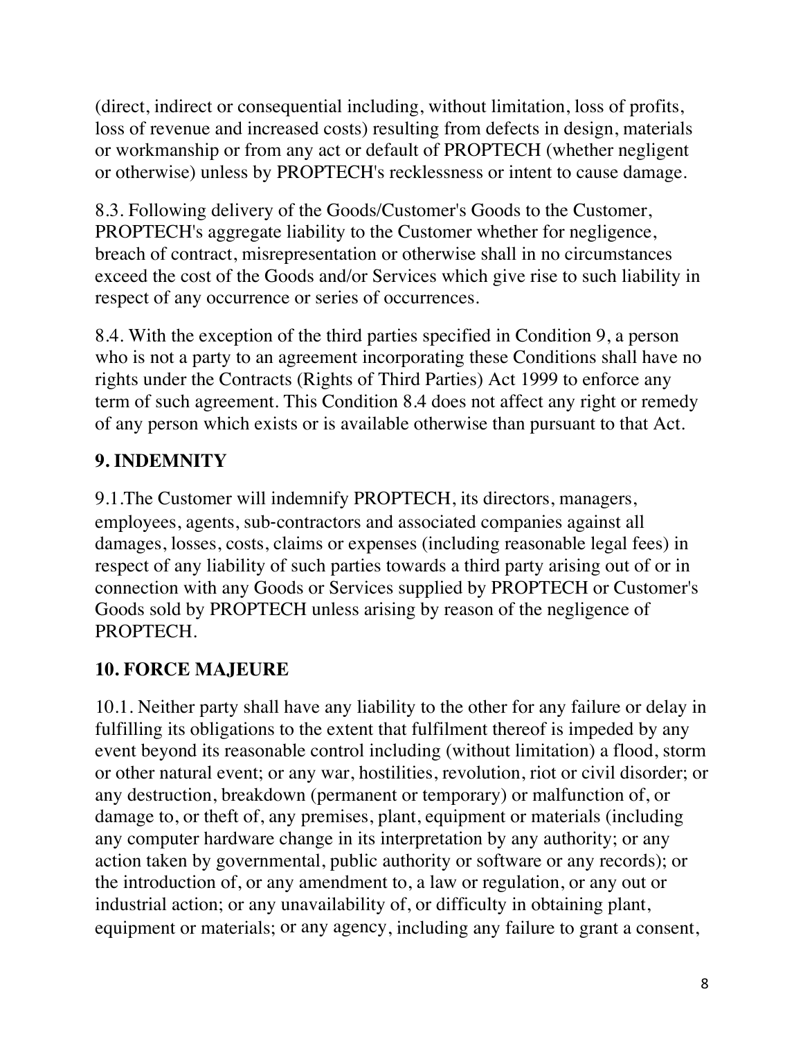(direct, indirect or consequential including, without limitation, loss of profits, loss of revenue and increased costs) resulting from defects in design, materials or workmanship or from any act or default of PROPTECH (whether negligent or otherwise) unless by PROPTECH's recklessness or intent to cause damage.

8.3. Following delivery of the Goods/Customer's Goods to the Customer, PROPTECH's aggregate liability to the Customer whether for negligence, breach of contract, misrepresentation or otherwise shall in no circumstances exceed the cost of the Goods and/or Services which give rise to such liability in respect of any occurrence or series of occurrences.

8.4. With the exception of the third parties specified in Condition 9, a person who is not a party to an agreement incorporating these Conditions shall have no rights under the Contracts (Rights of Third Parties) Act 1999 to enforce any term of such agreement. This Condition 8.4 does not affect any right or remedy of any person which exists or is available otherwise than pursuant to that Act.

## 9. INDEMNITY

9.1.The Customer will indemnify PROPTECH, its directors, managers, employees, agents, sub-contractors and associated companies against all damages, losses, costs, claims or expenses (including reasonable legal fees) in respect of any liability of such parties towards a third party arising out of or in connection with any Goods or Services supplied by PROPTECH or Customer's Goods sold by PROPTECH unless arising by reason of the negligence of PROPTECH.

## 10. FORCE MAJEURE

10.1. Neither party shall have any liability to the other for any failure or delay in fulfilling its obligations to the extent that fulfilment thereof is impeded by any event beyond its reasonable control including (without limitation) a flood, storm or other natural event; or any war, hostilities, revolution, riot or civil disorder; or any destruction, breakdown (permanent or temporary) or malfunction of, or damage to, or theft of, any premises, plant, equipment or materials (including any computer hardware change in its interpretation by any authority; or any action taken by governmental, public authority or software or any records); or the introduction of, or any amendment to, a law or regulation, or any out or industrial action; or any unavailability of, or difficulty in obtaining plant, equipment or materials; or any agency, including any failure to grant a consent,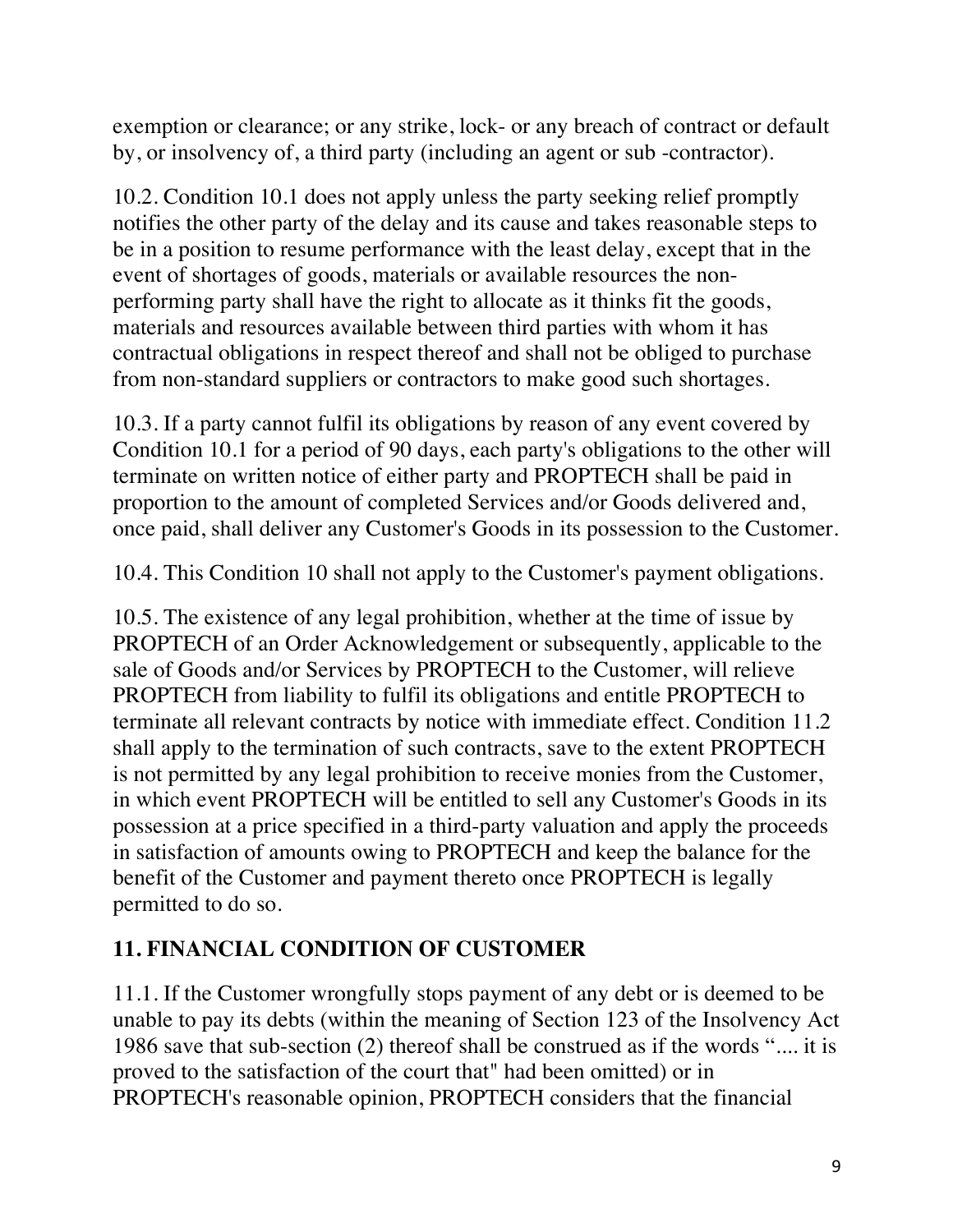exemption or clearance; or any strike, lock- or any breach of contract or default by, or insolvency of, a third party (including an agent or sub -contractor).

10.2. Condition 10.1 does not apply unless the party seeking relief promptly notifies the other party of the delay and its cause and takes reasonable steps to be in a position to resume performance with the least delay, except that in the event of shortages of goods, materials or available resources the non-performing party shall have the right to allocate as it thinks fit the goods, materials and resources available between third parties with whom it has contractual obligations in respect thereof and shall not be obliged to purchase from non-standard suppliers or contractors to make good such shortages.

10.3. If a party cannot fulfil its obligations by reason of any event covered by Condition 10.1 for a period of 90 days, each party's obligations to the other will terminate on written notice of either party and PROPTECH shall be paid in proportion to the amount of completed Services and/or Goods delivered and, once paid, shall deliver any Customer's Goods in its possession to the Customer.

10.4. This Condition 10 shall not apply to the Customer's payment obligations.

10.5. The existence of any legal prohibition, whether at the time of issue by PROPTECH of an Order Acknowledgement or subsequently, applicable to the sale of Goods and/or Services by PROPTECH to the Customer, will relieve PROPTECH from liability to fulfil its obligations and entitle PROPTECH to terminate all relevant contracts by notice with immediate effect. Condition 11.2 shall apply to the termination of such contracts, save to the extent PROPTECH is not permitted by any legal prohibition to receive monies from the Customer, in which event PROPTECH will be entitled to sell any Customer's Goods in its possession at a price specified in a third-party valuation and apply the proceeds in satisfaction of amounts owing to PROPTECH and keep the balance for the benefit of the Customer and payment thereto once PROPTECH is legally permitted to do so.

## 11. FINANCIAL CONDITION OF CUSTOMER

11.1. If the Customer wrongfully stops payment of any debt or is deemed to be unable to pay its debts (within the meaning of Section 123 of the Insolvency Act 1986 save that sub-section (2) thereof shall be construed as if the words ".... it is proved to the satisfaction of the court that" had been omitted) or in PROPTECH's reasonable opinion, PROPTECH considers that the financial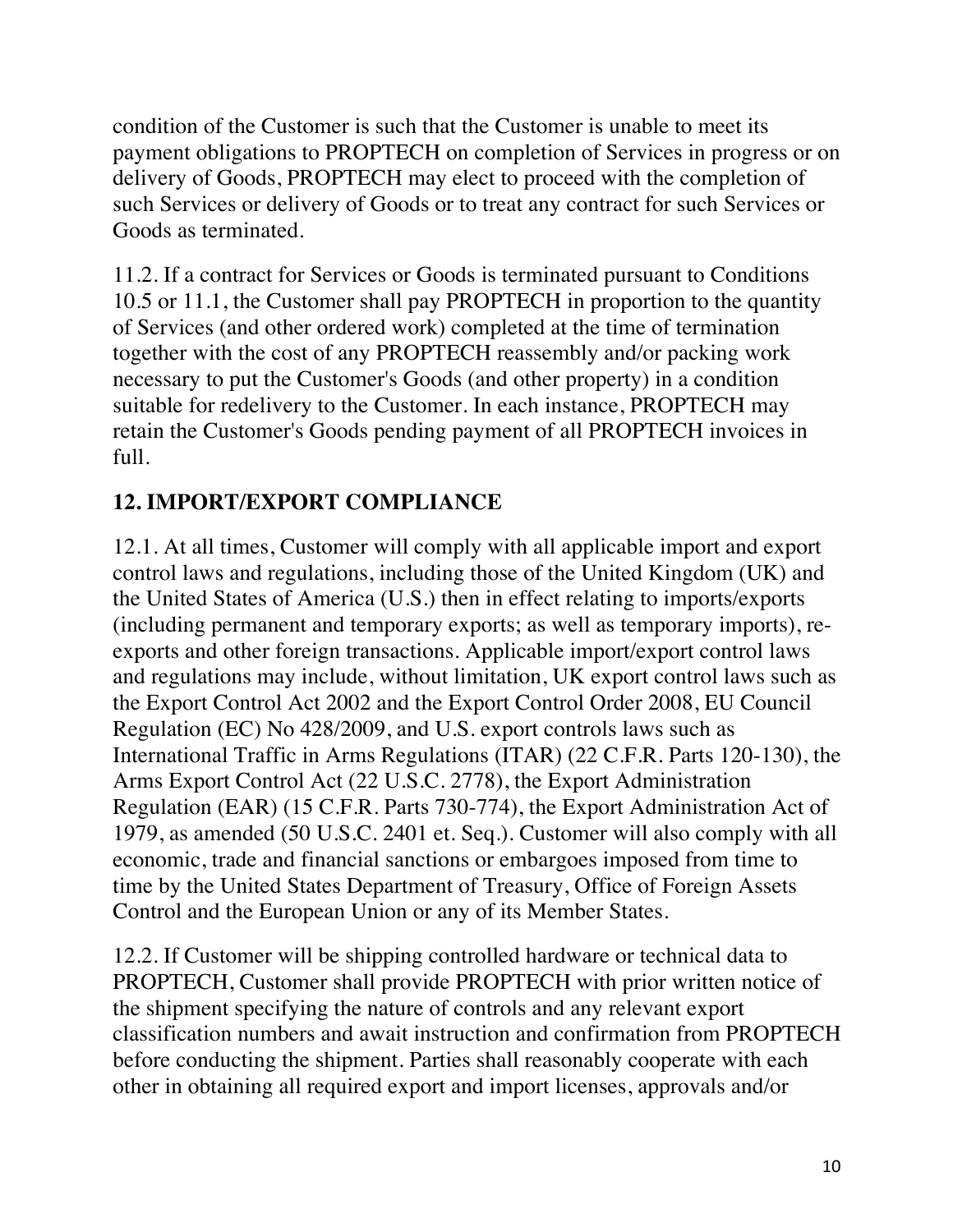condition of the Customer is such that the Customer is unable to meet its payment obligations to PROPTECH on completion of Services in progress or on delivery of Goods, PROPTECH may elect to proceed with the completion of such Services or delivery of Goods or to treat any contract for such Services or Goods as terminated.

11.2. If a contract for Services or Goods is terminated pursuant to Conditions 10.5 or 11.1, the Customer shall pay PROPTECH in proportion to the quantity of Services (and other ordered work) completed at the time of termination together with the cost of any PROPTECH reassembly and/or packing work necessary to put the Customer's Goods (and other property) in a condition suitable for redelivery to the Customer. In each instance, PROPTECH may retain the Customer's Goods pending payment of all PROPTECH invoices in full.

## 12. IMPORT/EXPORT COMPLIANCE

12.1. At all times, Customer will comply with all applicable import and export control laws and regulations, including those of the United Kingdom (UK) and the United States of America (U.S.) then in effect relating to imports/exports (including permanent and temporary exports; as well as temporary imports), re-exports and other foreign transactions. Applicable import/export control laws and regulations may include, without limitation, UK export control laws such as the Export Control Act 2002 and the Export Control Order 2008, EU Council Regulation (EC) No 428/2009, and U.S. export controls laws such as International Traffic in Arms Regulations (ITAR) (22 C.F.R. Parts 120-130), the Arms Export Control Act (22 U.S.C. 2778), the Export Administration Regulation (EAR) (15 C.F.R. Parts 730-774), the Export Administration Act of 1979, as amended (50 U.S.C. 2401 et. Seq.). Customer will also comply with all economic, trade and financial sanctions or embargoes imposed from time to time by the United States Department of Treasury, Office of Foreign Assets Control and the European Union or any of its Member States.

12.2. If Customer will be shipping controlled hardware or technical data to PROPTECH, Customer shall provide PROPTECH with prior written notice of the shipment specifying the nature of controls and any relevant export classification numbers and await instruction and confirmation from PROPTECH before conducting the shipment. Parties shall reasonably cooperate with each other in obtaining all required export and import licenses, approvals and/or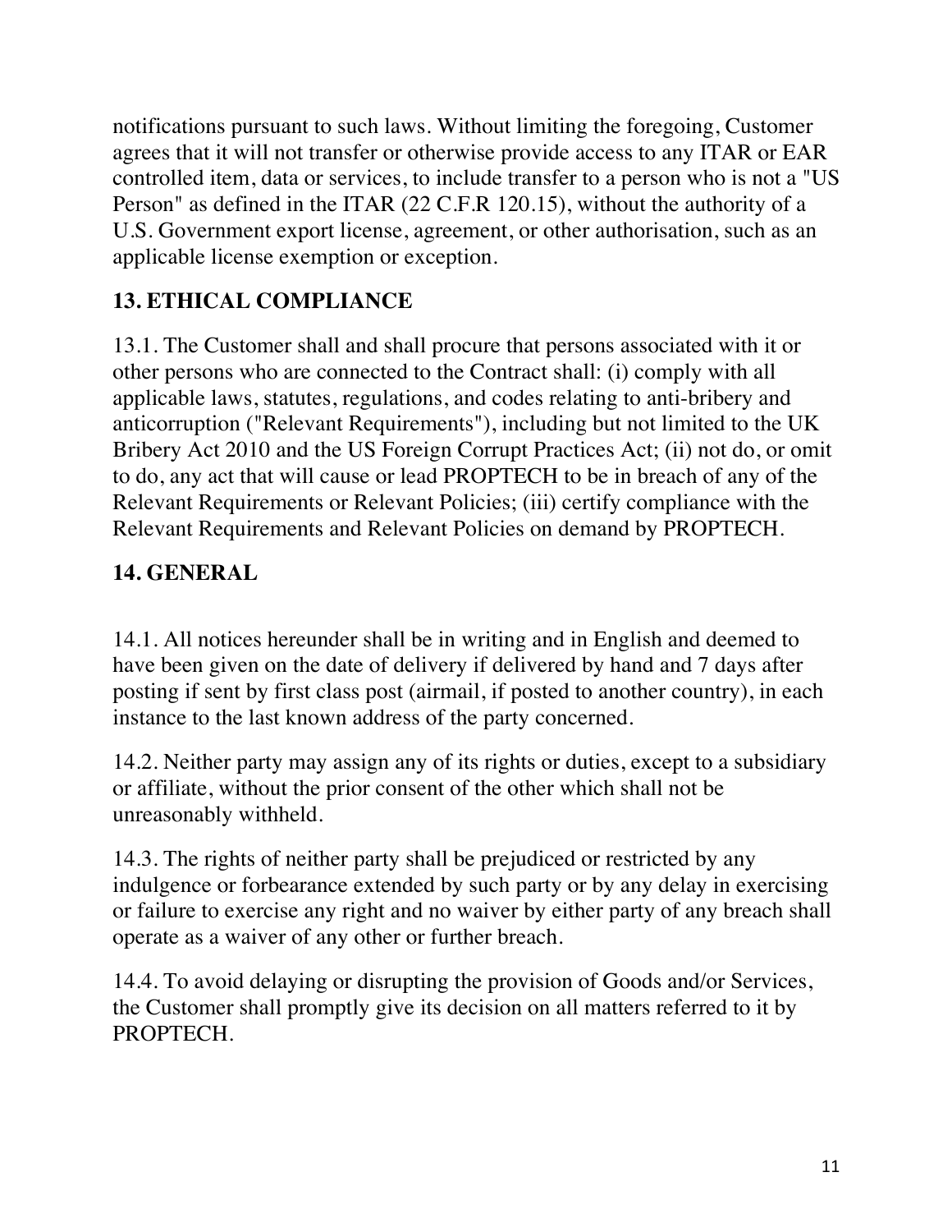notifications pursuant to such laws. Without limiting the foregoing, Customer agrees that it will not transfer or otherwise provide access to any ITAR or EAR controlled item, data or services, to include transfer to a person who is not a "US Person" as defined in the ITAR (22 C.F.R 120.15), without the authority of a U.S. Government export license, agreement, or other authorisation, such as an applicable license exemption or exception.

## 13. ETHICAL COMPLIANCE

13.1. The Customer shall and shall procure that persons associated with it or other persons who are connected to the Contract shall: (i) comply with all applicable laws, statutes, regulations, and codes relating to anti-bribery and anticorruption ("Relevant Requirements"), including but not limited to the UK Bribery Act 2010 and the US Foreign Corrupt Practices Act; (ii) not do, or omit to do, any act that will cause or lead PROPTECH to be in breach of any of the Relevant Requirements or Relevant Policies; (iii) certify compliance with the Relevant Requirements and Relevant Policies on demand by PROPTECH.

## 14. GENERAL

14.1. All notices hereunder shall be in writing and in English and deemed to have been given on the date of delivery if delivered by hand and 7 days after posting if sent by first class post (airmail, if posted to another country), in each instance to the last known address of the party concerned.

14.2. Neither party may assign any of its rights or duties, except to a subsidiary or affiliate, without the prior consent of the other which shall not be unreasonably withheld.

14.3. The rights of neither party shall be prejudiced or restricted by any indulgence or forbearance extended by such party or by any delay in exercising or failure to exercise any right and no waiver by either party of any breach shall operate as a waiver of any other or further breach.

14.4. To avoid delaying or disrupting the provision of Goods and/or Services, the Customer shall promptly give its decision on all matters referred to it by PROPTECH.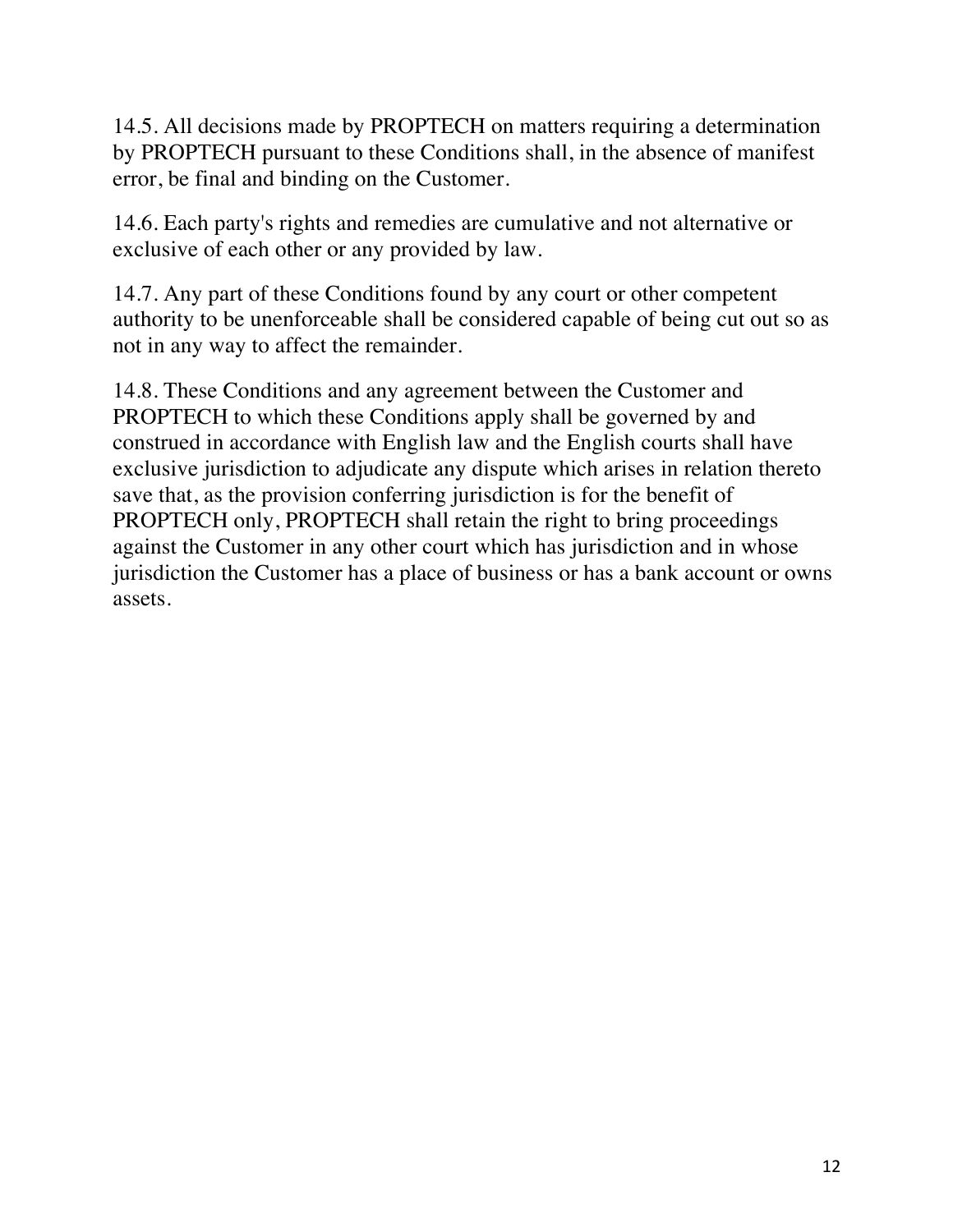14.5. All decisions made by PROPTECH on matters requiring a determination by PROPTECH pursuant to these Conditions shall, in the absence of manifest error, be final and binding on the Customer.

14.6. Each party's rights and remedies are cumulative and not alternative or exclusive of each other or any provided by law.

14.7. Any part of these Conditions found by any court or other competent authority to be unenforceable shall be considered capable of being cut out so as not in any way to affect the remainder.

14.8. These Conditions and any agreement between the Customer and PROPTECH to which these Conditions apply shall be governed by and construed in accordance with English law and the English courts shall have exclusive jurisdiction to adjudicate any dispute which arises in relation thereto save that, as the provision conferring jurisdiction is for the benefit of PROPTECH only, PROPTECH shall retain the right to bring proceedings against the Customer in any other court which has jurisdiction and in whose jurisdiction the Customer has a place of business or has a bank account or owns assets.